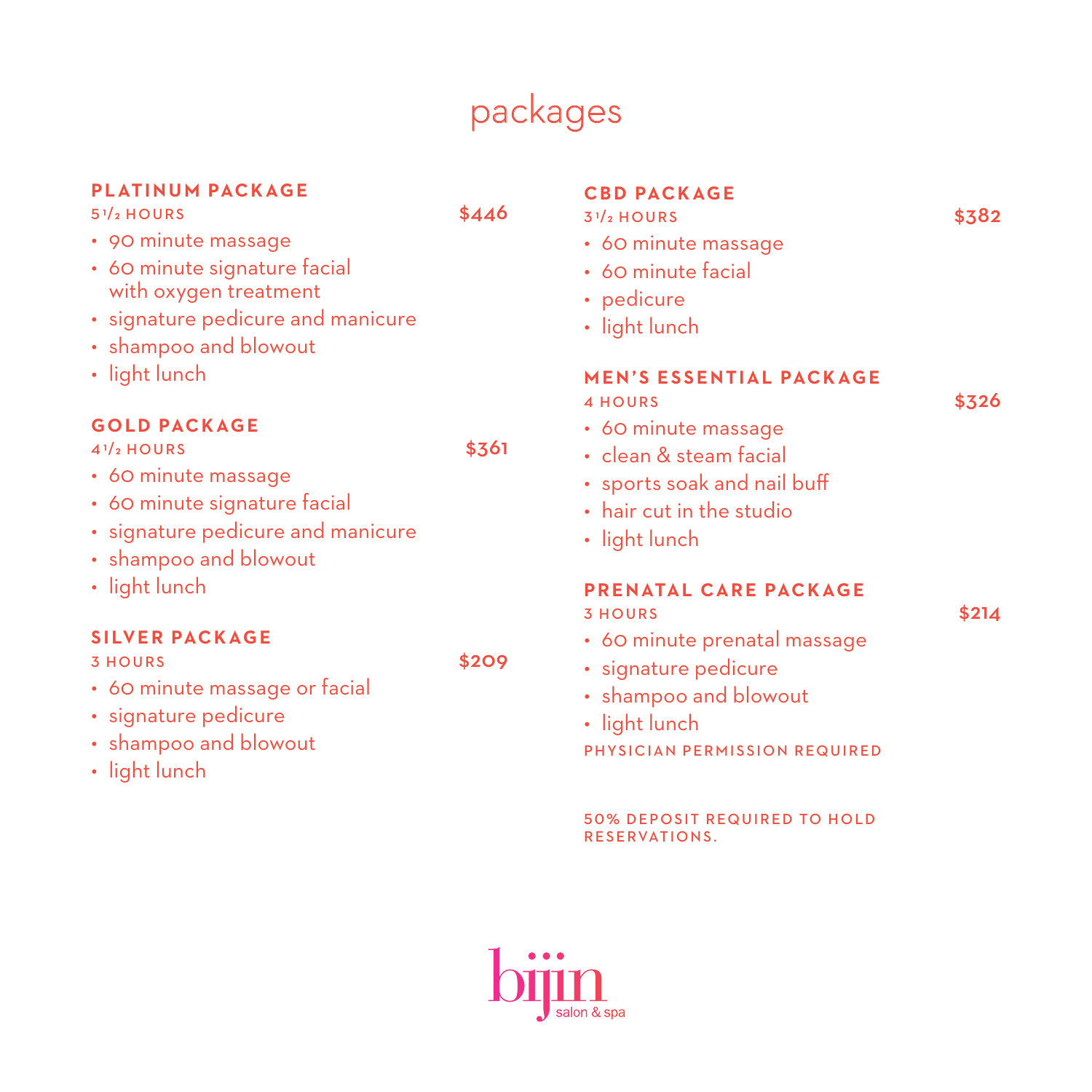# packages

## PLATINUM PACKAGE

5½ HOURS — $446

- 90 minute massage
- 60 minute signature facial with oxygen treatment
- signature pedicure and manicure
- shampoo and blowout
- light lunch

## GOLD PACKAGE

4½ HOURS — $361

- 60 minute massage
- 60 minute signature facial
- signature pedicure and manicure
- shampoo and blowout
- light lunch

## SILVER PACKAGE

3 HOURS — $209

- 60 minute massage or facial
- signature pedicure
- shampoo and blowout
- light lunch

## CBD PACKAGE

3½ HOURS — $382

- 60 minute massage
- 60 minute facial
- pedicure
- light lunch

## MEN'S ESSENTIAL PACKAGE

4 HOURS — $326

- 60 minute massage
- clean & steam facial
- sports soak and nail buff
- hair cut in the studio
- light lunch

## PRENATAL CARE PACKAGE

3 HOURS — $214

- 60 minute prenatal massage
- signature pedicure
- shampoo and blowout
- light lunch

PHYSICIAN PERMISSION REQUIRED

50% DEPOSIT REQUIRED TO HOLD RESERVATIONS.

bijin salon & spa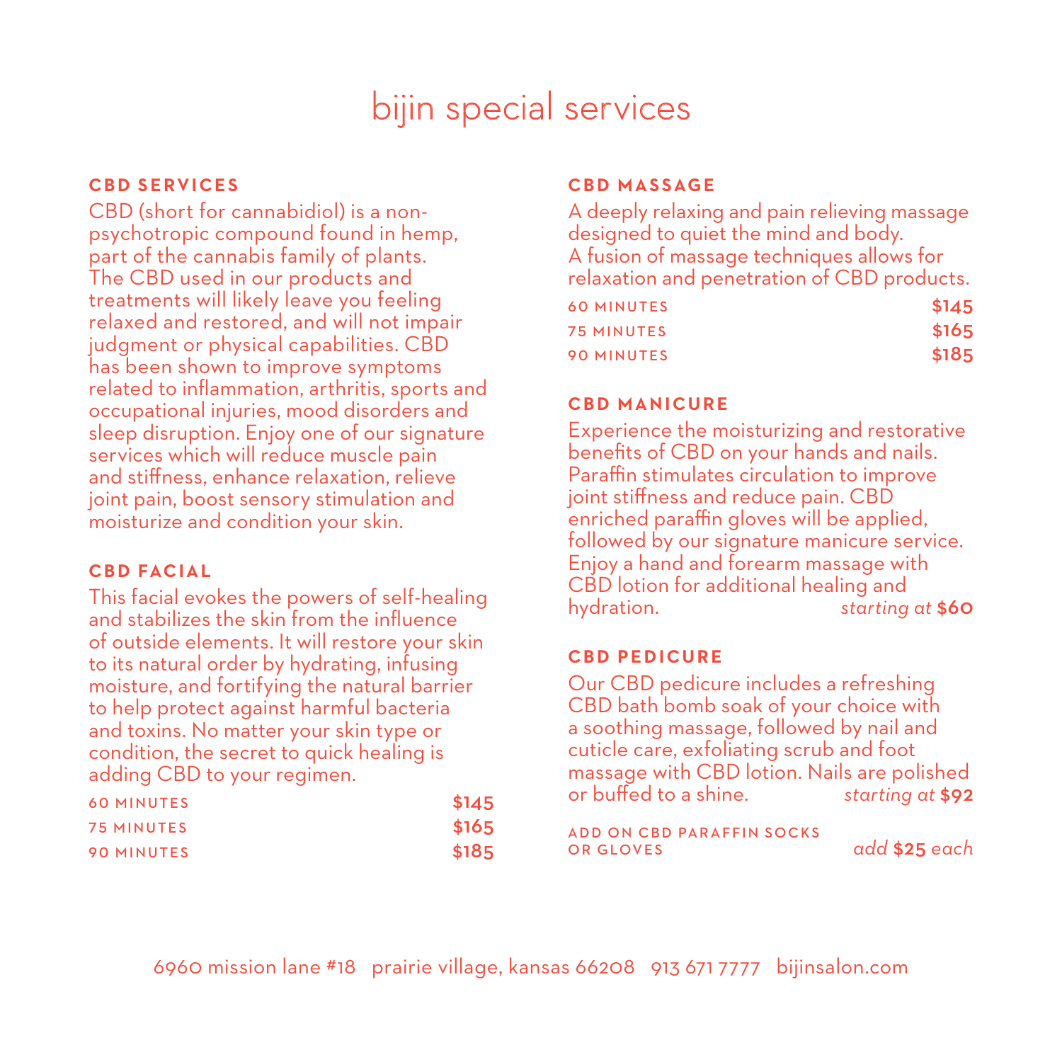# bijin special services

## CBD SERVICES

CBD (short for cannabidiol) is a non-psychotropic compound found in hemp, part of the cannabis family of plants. The CBD used in our products and treatments will likely leave you feeling relaxed and restored, and will not impair judgment or physical capabilities. CBD has been shown to improve symptoms related to inflammation, arthritis, sports and occupational injuries, mood disorders and sleep disruption. Enjoy one of our signature services which will reduce muscle pain and stiffness, enhance relaxation, relieve joint pain, boost sensory stimulation and moisturize and condition your skin.

## CBD FACIAL

This facial evokes the powers of self-healing and stabilizes the skin from the influence of outside elements. It will restore your skin to its natural order by hydrating, infusing moisture, and fortifying the natural barrier to help protect against harmful bacteria and toxins. No matter your skin type or condition, the secret to quick healing is adding CBD to your regimen.

| | |
|---|---|
| 60 MINUTES | $145 |
| 75 MINUTES | $165 |
| 90 MINUTES | $185 |

## CBD MASSAGE

A deeply relaxing and pain relieving massage designed to quiet the mind and body. A fusion of massage techniques allows for relaxation and penetration of CBD products.

| | |
|---|---|
| 60 MINUTES | $145 |
| 75 MINUTES | $165 |
| 90 MINUTES | $185 |

## CBD MANICURE

Experience the moisturizing and restorative benefits of CBD on your hands and nails. Paraffin stimulates circulation to improve joint stiffness and reduce pain. CBD enriched paraffin gloves will be applied, followed by our signature manicure service. Enjoy a hand and forearm massage with CBD lotion for additional healing and hydration. *starting at* **$60**

## CBD PEDICURE

Our CBD pedicure includes a refreshing CBD bath bomb soak of your choice with a soothing massage, followed by nail and cuticle care, exfoliating scrub and foot massage with CBD lotion. Nails are polished or buffed to a shine. *starting at* **$92**

ADD ON CBD PARAFFIN SOCKS OR GLOVES *add* **$25** *each*

6960 mission lane #18 prairie village, kansas 66208 913 671 7777 bijinsalon.com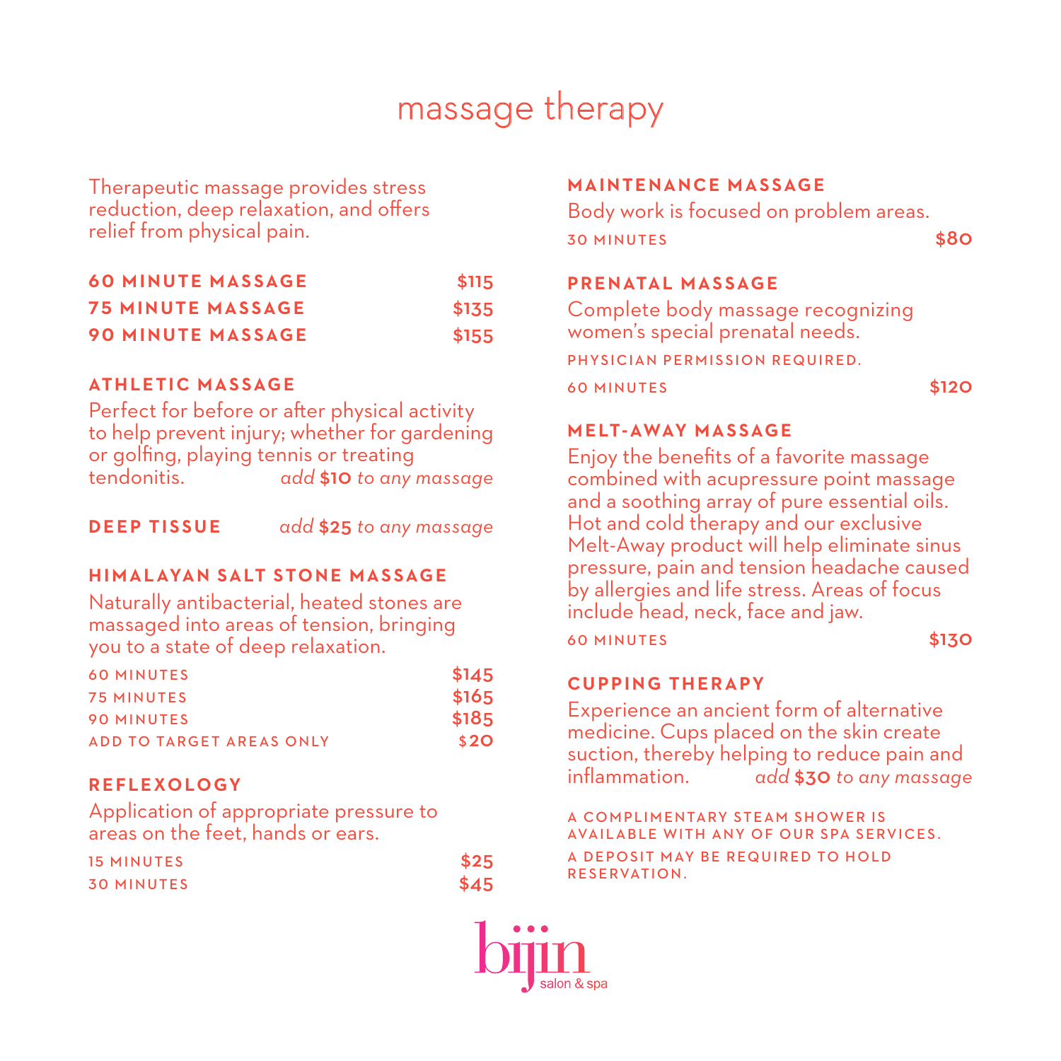# massage therapy

Therapeutic massage provides stress reduction, deep relaxation, and offers relief from physical pain.

| | |
|---|---|
| **60 MINUTE MASSAGE** | **$115** |
| **75 MINUTE MASSAGE** | **$135** |
| **90 MINUTE MASSAGE** | **$155** |

### ATHLETIC MASSAGE

Perfect for before or after physical activity to help prevent injury; whether for gardening or golfing, playing tennis or treating tendonitis. *add* **$10** *to any massage*

### DEEP TISSUE

*add* **$25** *to any massage*

### HIMALAYAN SALT STONE MASSAGE

Naturally antibacterial, heated stones are massaged into areas of tension, bringing you to a state of deep relaxation.

| | |
|---|---|
| 60 MINUTES | **$145** |
| 75 MINUTES | **$165** |
| 90 MINUTES | **$185** |
| ADD TO TARGET AREAS ONLY | **$20** |

### REFLEXOLOGY

Application of appropriate pressure to areas on the feet, hands or ears.

| | |
|---|---|
| 15 MINUTES | **$25** |
| 30 MINUTES | **$45** |

### MAINTENANCE MASSAGE

Body work is focused on problem areas.

30 MINUTES **$80**

### PRENATAL MASSAGE

Complete body massage recognizing women's special prenatal needs.

PHYSICIAN PERMISSION REQUIRED.

60 MINUTES **$120**

### MELT-AWAY MASSAGE

Enjoy the benefits of a favorite massage combined with acupressure point massage and a soothing array of pure essential oils. Hot and cold therapy and our exclusive Melt-Away product will help eliminate sinus pressure, pain and tension headache caused by allergies and life stress. Areas of focus include head, neck, face and jaw.

60 MINUTES **$130**

### CUPPING THERAPY

Experience an ancient form of alternative medicine. Cups placed on the skin create suction, thereby helping to reduce pain and inflammation. *add* **$30** *to any massage*

A COMPLIMENTARY STEAM SHOWER IS AVAILABLE WITH ANY OF OUR SPA SERVICES.

A DEPOSIT MAY BE REQUIRED TO HOLD RESERVATION.

bijin salon & spa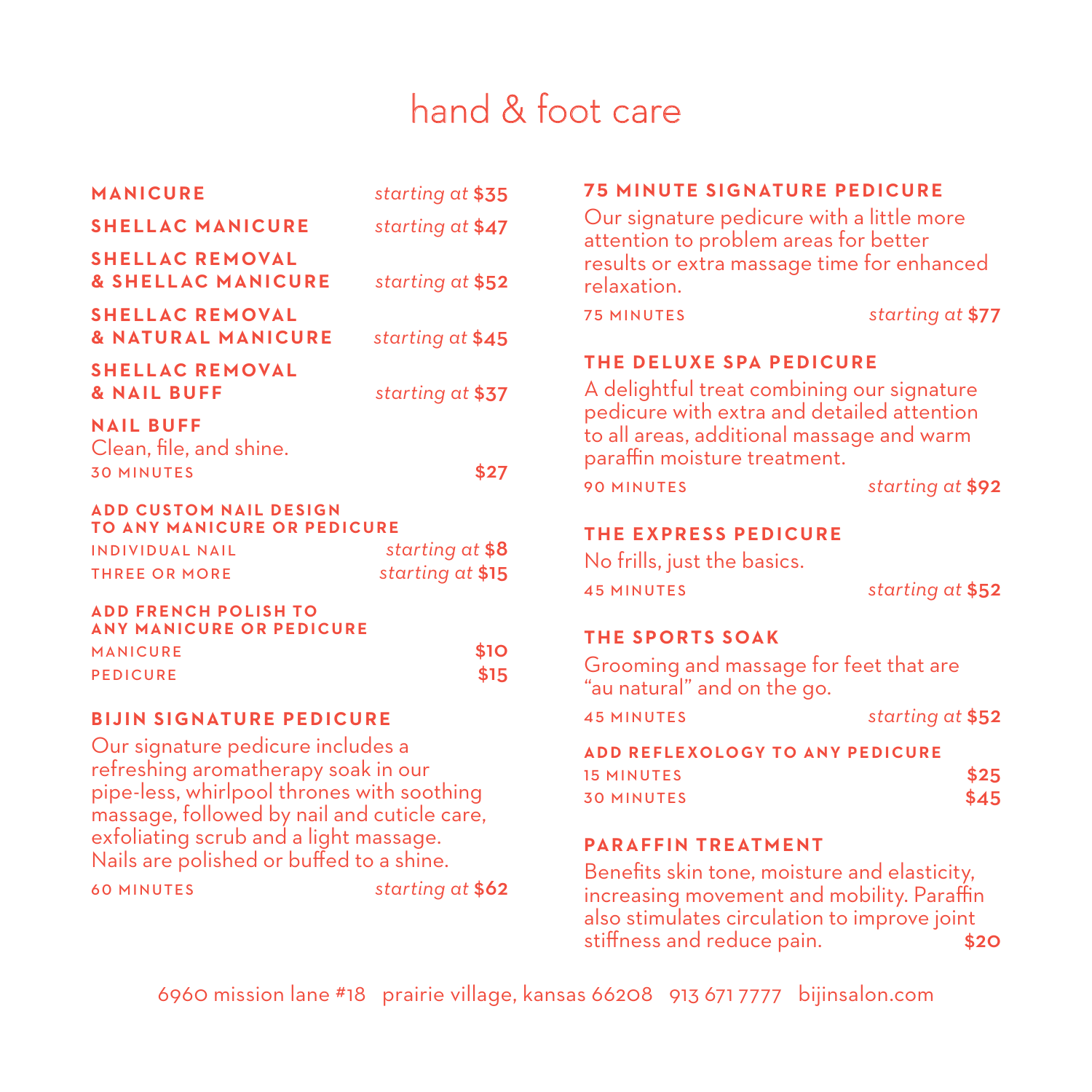# hand & foot care

**MANICURE** *starting at* **$35**

**SHELLAC MANICURE** *starting at* **$47**

**SHELLAC REMOVAL & SHELLAC MANICURE** *starting at* **$52**

**SHELLAC REMOVAL & NATURAL MANICURE** *starting at* **$45**

**SHELLAC REMOVAL & NAIL BUFF** *starting at* **$37**

**NAIL BUFF**
Clean, file, and shine.
30 MINUTES **$27**

**ADD CUSTOM NAIL DESIGN TO ANY MANICURE OR PEDICURE**
INDIVIDUAL NAIL *starting at* **$8**
THREE OR MORE *starting at* **$15**

**ADD FRENCH POLISH TO ANY MANICURE OR PEDICURE**
MANICURE **$10**
PEDICURE **$15**

**BIJIN SIGNATURE PEDICURE**
Our signature pedicure includes a refreshing aromatherapy soak in our pipe-less, whirlpool thrones with soothing massage, followed by nail and cuticle care, exfoliating scrub and a light massage. Nails are polished or buffed to a shine.
60 MINUTES *starting at* **$62**

**75 MINUTE SIGNATURE PEDICURE**
Our signature pedicure with a little more attention to problem areas for better results or extra massage time for enhanced relaxation.
75 MINUTES *starting at* **$77**

**THE DELUXE SPA PEDICURE**
A delightful treat combining our signature pedicure with extra and detailed attention to all areas, additional massage and warm paraffin moisture treatment.
90 MINUTES *starting at* **$92**

**THE EXPRESS PEDICURE**
No frills, just the basics.
45 MINUTES *starting at* **$52**

**THE SPORTS SOAK**
Grooming and massage for feet that are "au natural" and on the go.
45 MINUTES *starting at* **$52**

**ADD REFLEXOLOGY TO ANY PEDICURE**
15 MINUTES **$25**
30 MINUTES **$45**

**PARAFFIN TREATMENT**
Benefits skin tone, moisture and elasticity, increasing movement and mobility. Paraffin also stimulates circulation to improve joint stiffness and reduce pain. **$20**

6960 mission lane #18 prairie village, kansas 66208 913 671 7777 bijinsalon.com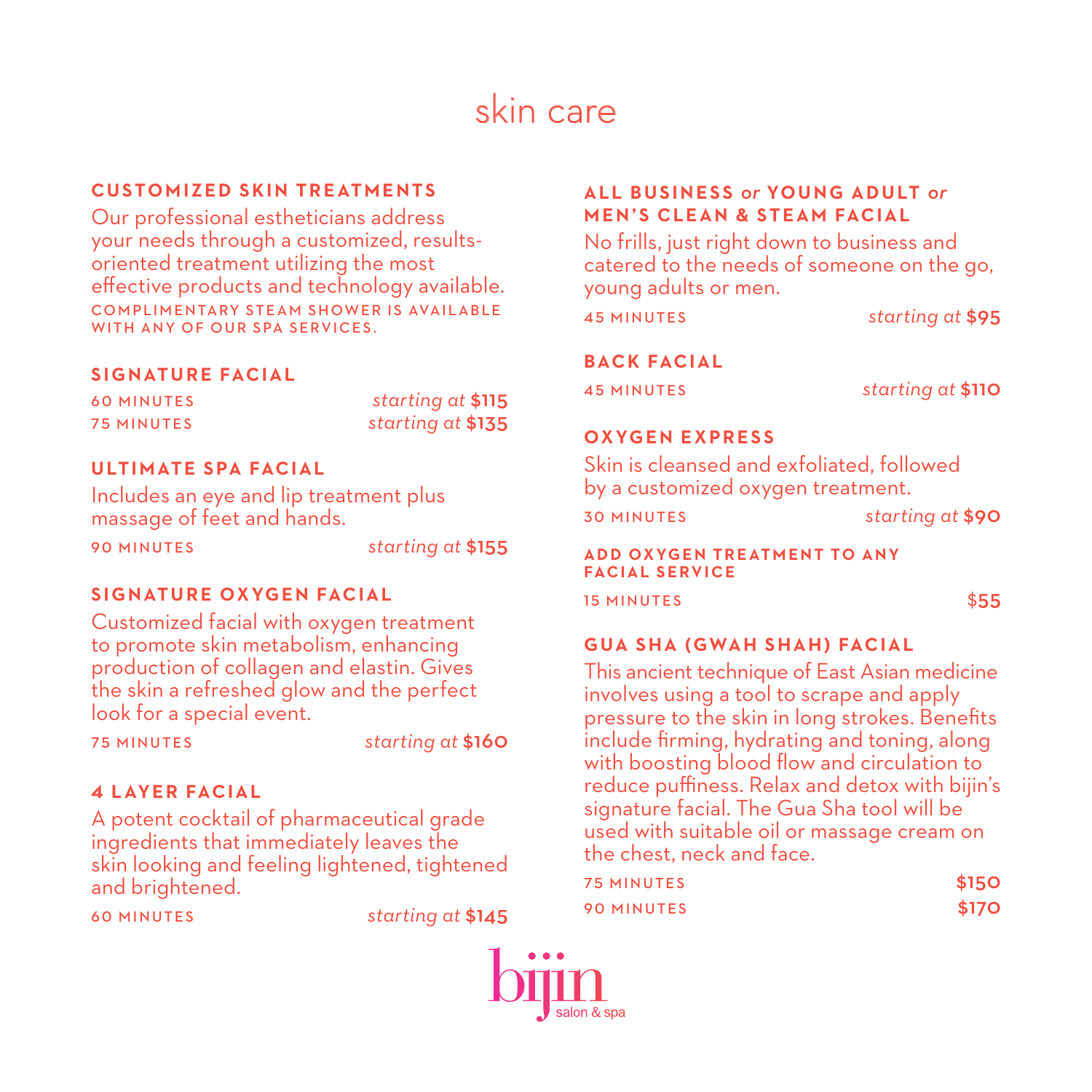# skin care

## CUSTOMIZED SKIN TREATMENTS

Our professional estheticians address your needs through a customized, results-oriented treatment utilizing the most effective products and technology available.

COMPLIMENTARY STEAM SHOWER IS AVAILABLE WITH ANY OF OUR SPA SERVICES.

### SIGNATURE FACIAL

60 MINUTES — *starting at* **$115**
75 MINUTES — *starting at* **$135**

### ULTIMATE SPA FACIAL

Includes an eye and lip treatment plus massage of feet and hands.

90 MINUTES — *starting at* **$155**

### SIGNATURE OXYGEN FACIAL

Customized facial with oxygen treatment to promote skin metabolism, enhancing production of collagen and elastin. Gives the skin a refreshed glow and the perfect look for a special event.

75 MINUTES — *starting at* **$160**

### 4 LAYER FACIAL

A potent cocktail of pharmaceutical grade ingredients that immediately leaves the skin looking and feeling lightened, tightened and brightened.

60 MINUTES — *starting at* **$145**

### ALL BUSINESS *or* YOUNG ADULT *or* MEN'S CLEAN & STEAM FACIAL

No frills, just right down to business and catered to the needs of someone on the go, young adults or men.

45 MINUTES — *starting at* **$95**

### BACK FACIAL

45 MINUTES — *starting at* **$110**

### OXYGEN EXPRESS

Skin is cleansed and exfoliated, followed by a customized oxygen treatment.

30 MINUTES — *starting at* **$90**

#### ADD OXYGEN TREATMENT TO ANY FACIAL SERVICE

15 MINUTES — $55

### GUA SHA (GWAH SHAH) FACIAL

This ancient technique of East Asian medicine involves using a tool to scrape and apply pressure to the skin in long strokes. Benefits include firming, hydrating and toning, along with boosting blood flow and circulation to reduce puffiness. Relax and detox with bijin's signature facial. The Gua Sha tool will be used with suitable oil or massage cream on the chest, neck and face.

75 MINUTES — **$150**
90 MINUTES — **$170**

bijin salon & spa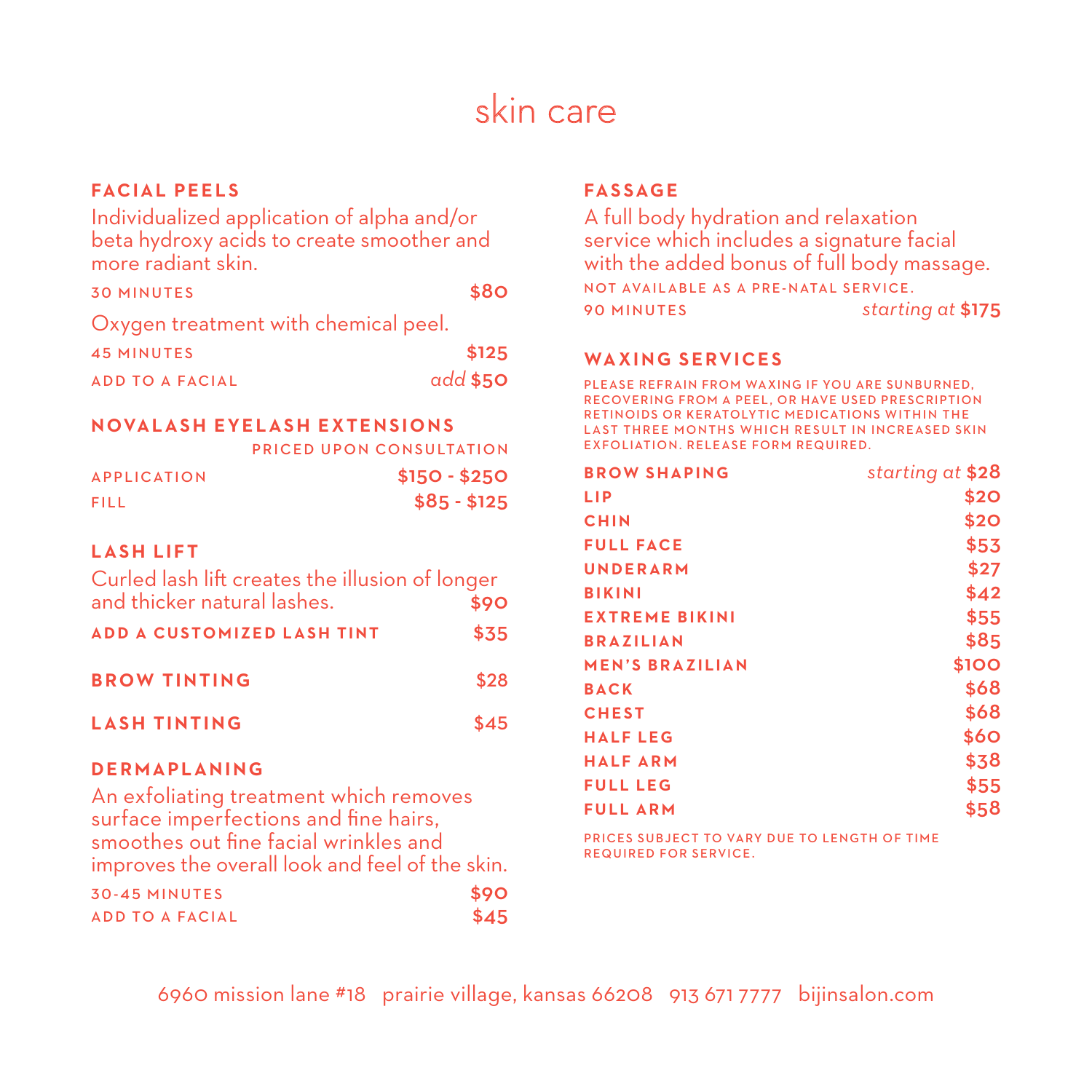# skin care

## FACIAL PEELS

Individualized application of alpha and/or beta hydroxy acids to create smoother and more radiant skin.

| | |
|---|---|
| 30 MINUTES | **$80** |

Oxygen treatment with chemical peel.

| | |
|---|---|
| 45 MINUTES | **$125** |
| ADD TO A FACIAL | *add* **$50** |

## NOVALASH EYELASH EXTENSIONS

PRICED UPON CONSULTATION

| | |
|---|---|
| APPLICATION | **$150 - $250** |
| FILL | **$85 - $125** |

## LASH LIFT

Curled lash lift creates the illusion of longer and thicker natural lashes. **$90**

**ADD A CUSTOMIZED LASH TINT** $35

**BROW TINTING** $28

**LASH TINTING** $45

## DERMAPLANING

An exfoliating treatment which removes surface imperfections and fine hairs, smoothes out fine facial wrinkles and improves the overall look and feel of the skin.

| | |
|---|---|
| 30-45 MINUTES | **$90** |
| ADD TO A FACIAL | **$45** |

## FASSAGE

A full body hydration and relaxation service which includes a signature facial with the added bonus of full body massage.

NOT AVAILABLE AS A PRE-NATAL SERVICE.

| | |
|---|---|
| 90 MINUTES | *starting at* **$175** |

## WAXING SERVICES

PLEASE REFRAIN FROM WAXING IF YOU ARE SUNBURNED, RECOVERING FROM A PEEL, OR HAVE USED PRESCRIPTION RETINOIDS OR KERATOLYTIC MEDICATIONS WITHIN THE LAST THREE MONTHS WHICH RESULT IN INCREASED SKIN EXFOLIATION. RELEASE FORM REQUIRED.

| | |
|---|---|
| **BROW SHAPING** | *starting at* **$28** |
| **LIP** | **$20** |
| **CHIN** | **$20** |
| **FULL FACE** | **$53** |
| **UNDERARM** | **$27** |
| **BIKINI** | **$42** |
| **EXTREME BIKINI** | **$55** |
| **BRAZILIAN** | **$85** |
| **MEN'S BRAZILIAN** | **$100** |
| **BACK** | **$68** |
| **CHEST** | **$68** |
| **HALF LEG** | **$60** |
| **HALF ARM** | **$38** |
| **FULL LEG** | **$55** |
| **FULL ARM** | **$58** |

PRICES SUBJECT TO VARY DUE TO LENGTH OF TIME REQUIRED FOR SERVICE.

6960 mission lane #18 prairie village, kansas 66208 913 671 7777 bijinsalon.com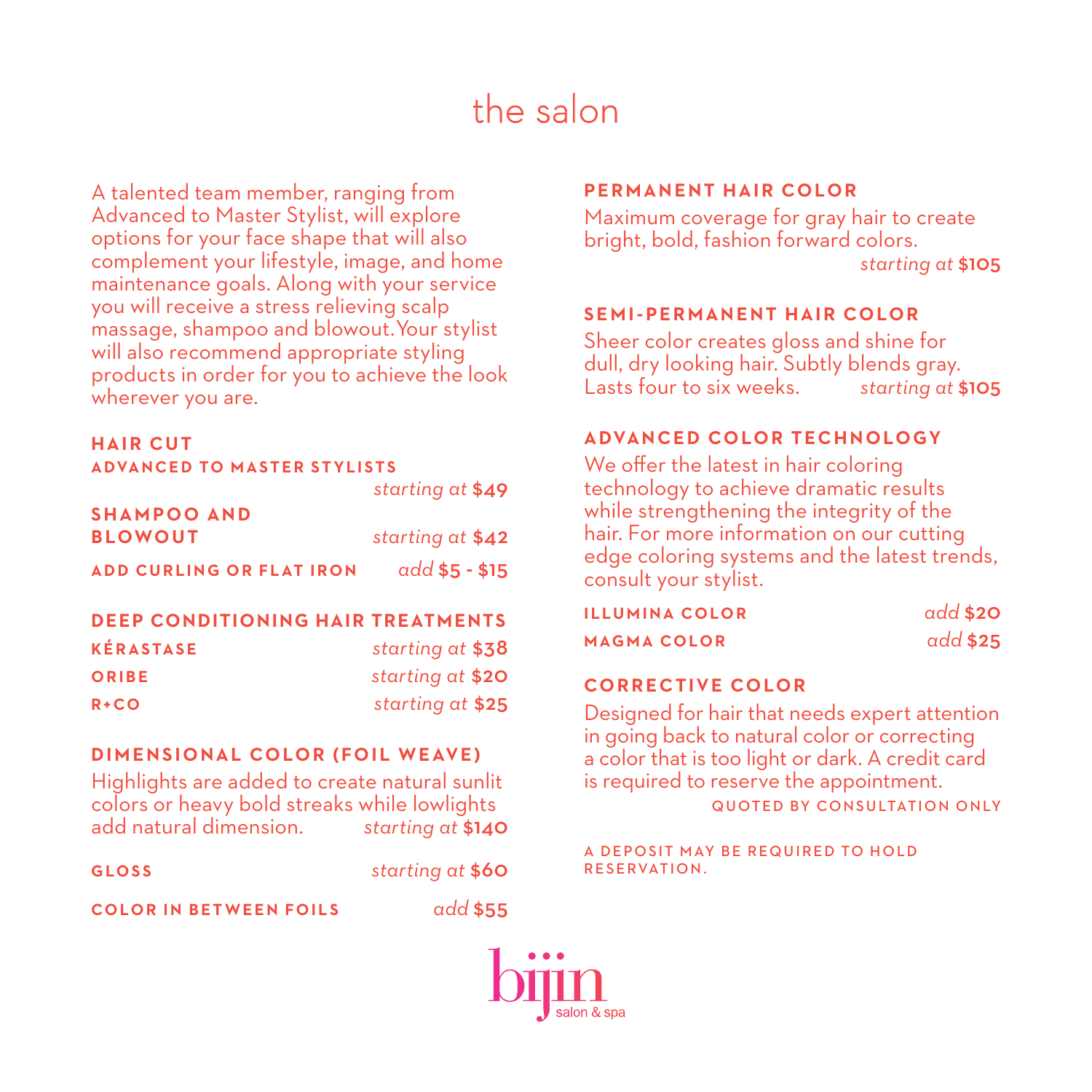# the salon

A talented team member, ranging from Advanced to Master Stylist, will explore options for your face shape that will also complement your lifestyle, image, and home maintenance goals. Along with your service you will receive a stress relieving scalp massage, shampoo and blowout. Your stylist will also recommend appropriate styling products in order for you to achieve the look wherever you are.

**HAIR CUT**
**ADVANCED TO MASTER STYLISTS**
*starting at* **$49**

**SHAMPOO AND BLOWOUT** — *starting at* **$42**

**ADD CURLING OR FLAT IRON** — *add* **$5 - $15**

## DEEP CONDITIONING HAIR TREATMENTS

**KÉRASTASE** — *starting at* **$38**

**ORIBE** — *starting at* **$20**

**R+CO** — *starting at* **$25**

## DIMENSIONAL COLOR (FOIL WEAVE)

Highlights are added to create natural sunlit colors or heavy bold streaks while lowlights add natural dimension. *starting at* **$140**

**GLOSS** — *starting at* **$60**

**COLOR IN BETWEEN FOILS** — *add* **$55**

## PERMANENT HAIR COLOR

Maximum coverage for gray hair to create bright, bold, fashion forward colors.
*starting at* **$105**

## SEMI-PERMANENT HAIR COLOR

Sheer color creates gloss and shine for dull, dry looking hair. Subtly blends gray. Lasts four to six weeks. *starting at* **$105**

## ADVANCED COLOR TECHNOLOGY

We offer the latest in hair coloring technology to achieve dramatic results while strengthening the integrity of the hair. For more information on our cutting edge coloring systems and the latest trends, consult your stylist.

**ILLUMINA COLOR** — *add* **$20**

**MAGMA COLOR** — *add* **$25**

## CORRECTIVE COLOR

Designed for hair that needs expert attention in going back to natural color or correcting a color that is too light or dark. A credit card is required to reserve the appointment.
QUOTED BY CONSULTATION ONLY

A DEPOSIT MAY BE REQUIRED TO HOLD RESERVATION.

bijin salon & spa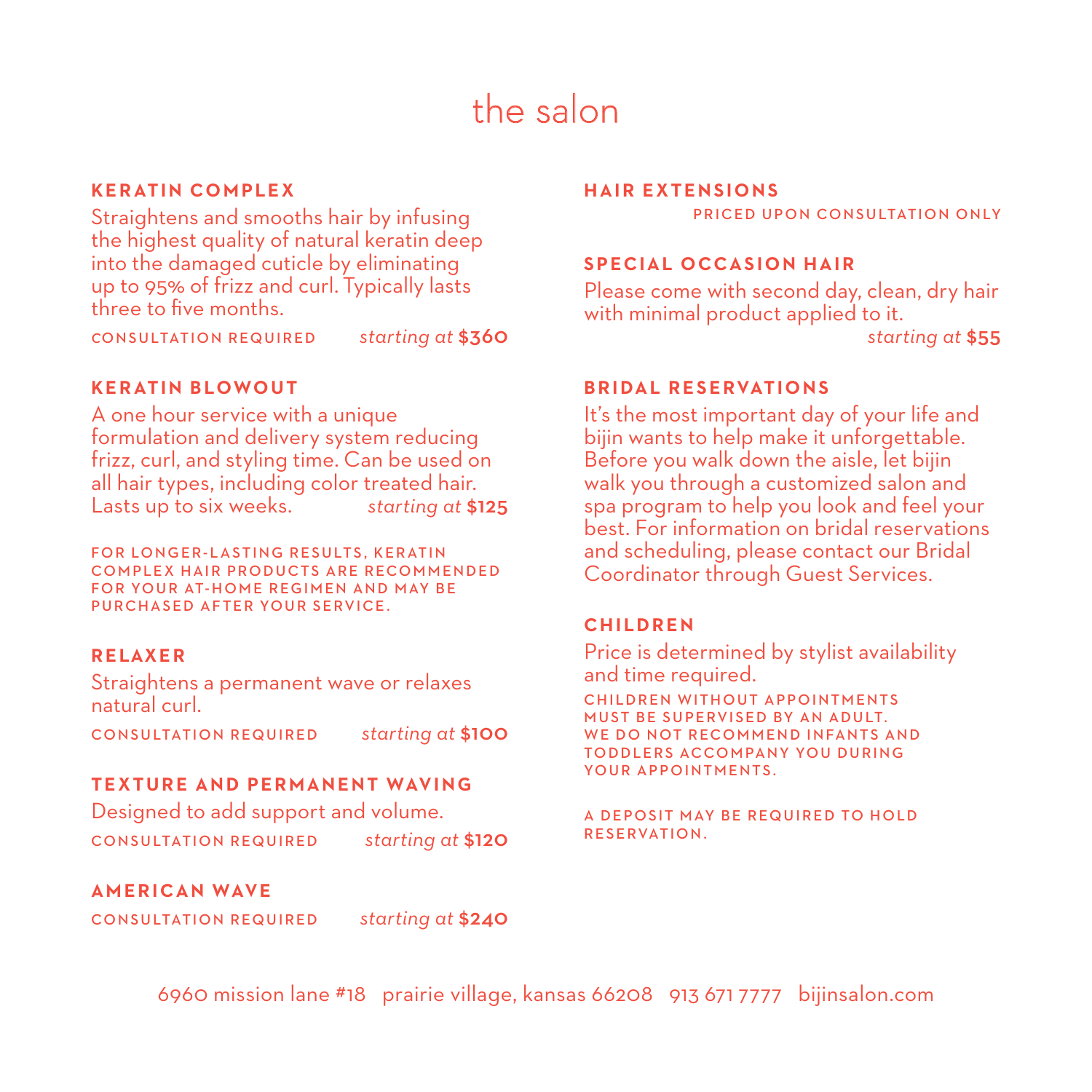# the salon

## KERATIN COMPLEX

Straightens and smooths hair by infusing the highest quality of natural keratin deep into the damaged cuticle by eliminating up to 95% of frizz and curl. Typically lasts three to five months.

CONSULTATION REQUIRED *starting at* **$360**

## KERATIN BLOWOUT

A one hour service with a unique formulation and delivery system reducing frizz, curl, and styling time. Can be used on all hair types, including color treated hair. Lasts up to six weeks. *starting at* **$125**

FOR LONGER-LASTING RESULTS, KERATIN COMPLEX HAIR PRODUCTS ARE RECOMMENDED FOR YOUR AT-HOME REGIMEN AND MAY BE PURCHASED AFTER YOUR SERVICE.

## RELAXER

Straightens a permanent wave or relaxes natural curl.

CONSULTATION REQUIRED *starting at* **$100**

## TEXTURE AND PERMANENT WAVING

Designed to add support and volume.

CONSULTATION REQUIRED *starting at* **$120**

## AMERICAN WAVE

CONSULTATION REQUIRED *starting at* **$240**

## HAIR EXTENSIONS

PRICED UPON CONSULTATION ONLY

## SPECIAL OCCASION HAIR

Please come with second day, clean, dry hair with minimal product applied to it.

*starting at* **$55**

## BRIDAL RESERVATIONS

It's the most important day of your life and bijin wants to help make it unforgettable. Before you walk down the aisle, let bijin walk you through a customized salon and spa program to help you look and feel your best. For information on bridal reservations and scheduling, please contact our Bridal Coordinator through Guest Services.

## CHILDREN

Price is determined by stylist availability and time required.

CHILDREN WITHOUT APPOINTMENTS MUST BE SUPERVISED BY AN ADULT. WE DO NOT RECOMMEND INFANTS AND TODDLERS ACCOMPANY YOU DURING YOUR APPOINTMENTS.

A DEPOSIT MAY BE REQUIRED TO HOLD RESERVATION.

6960 mission lane #18 prairie village, kansas 66208 913 671 7777 bijinsalon.com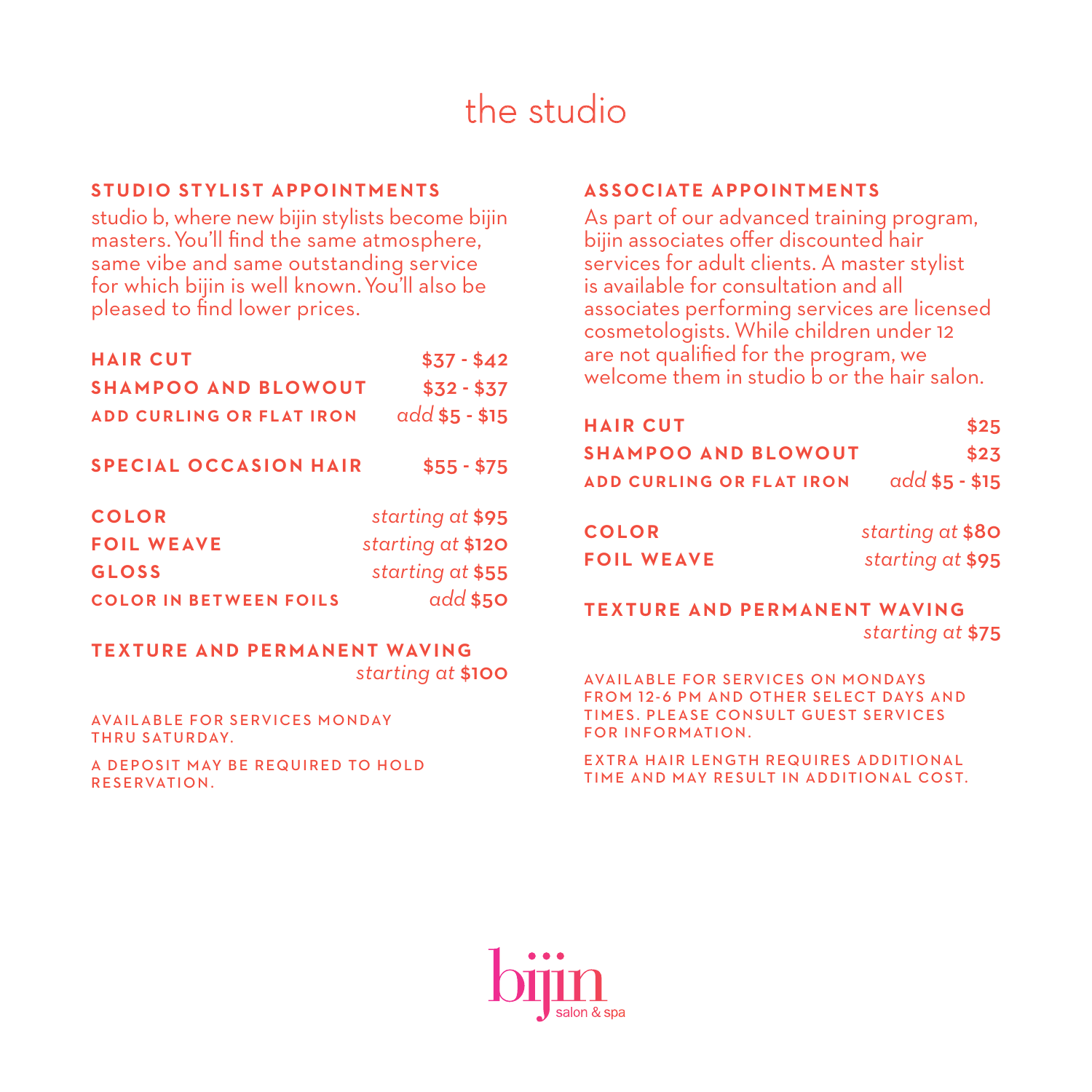# the studio

## STUDIO STYLIST APPOINTMENTS

studio b, where new bijin stylists become bijin masters. You'll find the same atmosphere, same vibe and same outstanding service for which bijin is well known. You'll also be pleased to find lower prices.

| Service | Price |
|---|---|
| **HAIR CUT** | **$37 - $42** |
| **SHAMPOO AND BLOWOUT** | **$32 - $37** |
| **ADD CURLING OR FLAT IRON** | *add* **$5 - $15** |
| **SPECIAL OCCASION HAIR** | **$55 - $75** |
| **COLOR** | *starting at* **$95** |
| **FOIL WEAVE** | *starting at* **$120** |
| **GLOSS** | *starting at* **$55** |
| **COLOR IN BETWEEN FOILS** | *add* **$50** |
| **TEXTURE AND PERMANENT WAVING** | *starting at* **$100** |

AVAILABLE FOR SERVICES MONDAY THRU SATURDAY.

A DEPOSIT MAY BE REQUIRED TO HOLD RESERVATION.

## ASSOCIATE APPOINTMENTS

As part of our advanced training program, bijin associates offer discounted hair services for adult clients. A master stylist is available for consultation and all associates performing services are licensed cosmetologists. While children under 12 are not qualified for the program, we welcome them in studio b or the hair salon.

| Service | Price |
|---|---|
| **HAIR CUT** | **$25** |
| **SHAMPOO AND BLOWOUT** | **$23** |
| **ADD CURLING OR FLAT IRON** | *add* **$5 - $15** |
| **COLOR** | *starting at* **$80** |
| **FOIL WEAVE** | *starting at* **$95** |
| **TEXTURE AND PERMANENT WAVING** | *starting at* **$75** |

AVAILABLE FOR SERVICES ON MONDAYS FROM 12-6 PM AND OTHER SELECT DAYS AND TIMES. PLEASE CONSULT GUEST SERVICES FOR INFORMATION.

EXTRA HAIR LENGTH REQUIRES ADDITIONAL TIME AND MAY RESULT IN ADDITIONAL COST.

bijin salon & spa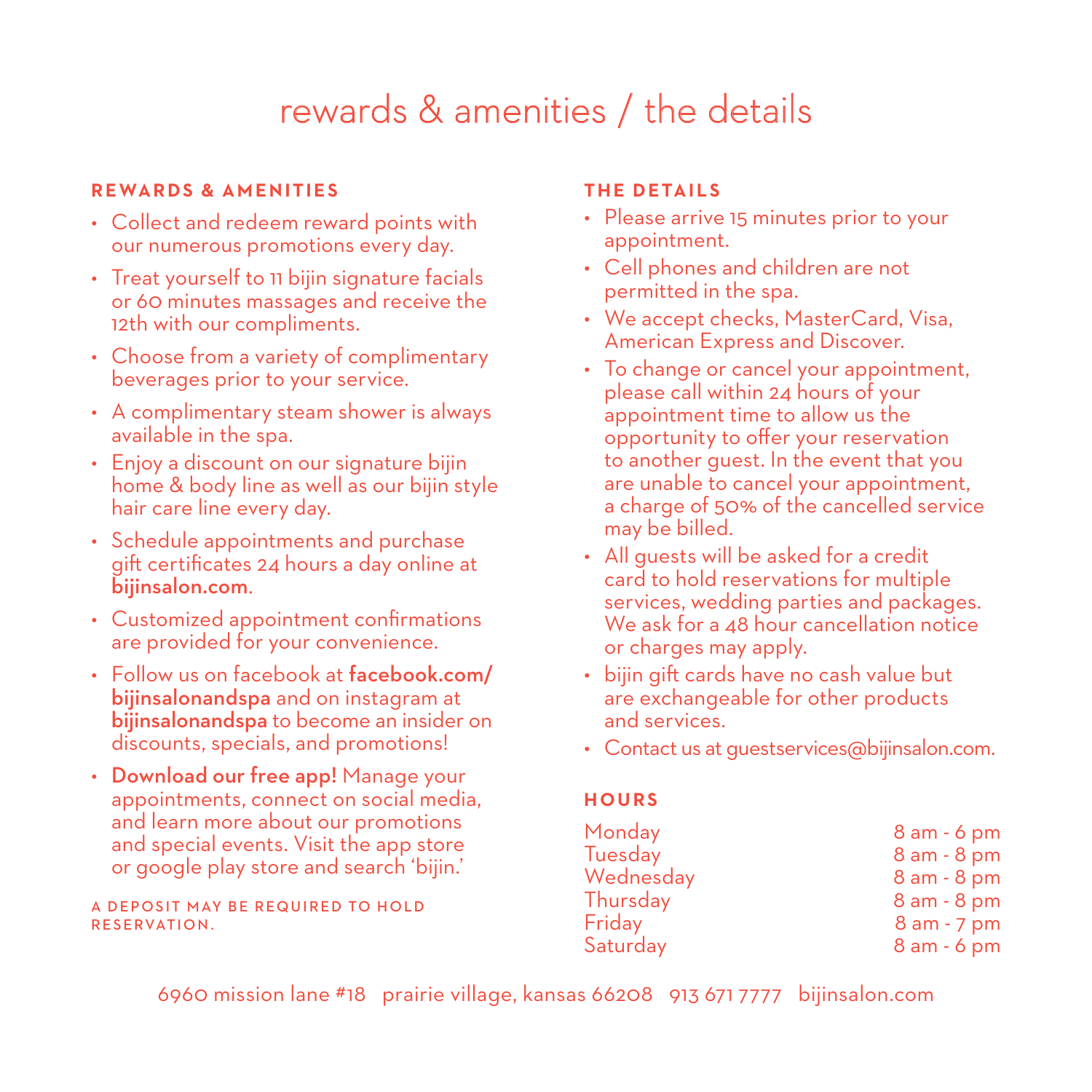# rewards & amenities / the details

## REWARDS & AMENITIES

- Collect and redeem reward points with our numerous promotions every day.
- Treat yourself to 11 bijin signature facials or 60 minutes massages and receive the 12th with our compliments.
- Choose from a variety of complimentary beverages prior to your service.
- A complimentary steam shower is always available in the spa.
- Enjoy a discount on our signature bijin home & body line as well as our bijin style hair care line every day.
- Schedule appointments and purchase gift certificates 24 hours a day online at **bijinsalon.com**.
- Customized appointment confirmations are provided for your convenience.
- Follow us on facebook at **facebook.com/bijinsalonandspa** and on instagram at **bijinsalonandspa** to become an insider on discounts, specials, and promotions!
- **Download our free app!** Manage your appointments, connect on social media, and learn more about our promotions and special events. Visit the app store or google play store and search 'bijin.'

A DEPOSIT MAY BE REQUIRED TO HOLD RESERVATION.

## THE DETAILS

- Please arrive 15 minutes prior to your appointment.
- Cell phones and children are not permitted in the spa.
- We accept checks, MasterCard, Visa, American Express and Discover.
- To change or cancel your appointment, please call within 24 hours of your appointment time to allow us the opportunity to offer your reservation to another guest. In the event that you are unable to cancel your appointment, a charge of 50% of the cancelled service may be billed.
- All guests will be asked for a credit card to hold reservations for multiple services, wedding parties and packages. We ask for a 48 hour cancellation notice or charges may apply.
- bijin gift cards have no cash value but are exchangeable for other products and services.
- Contact us at guestservices@bijinsalon.com.

## HOURS

| | |
|---|---|
| Monday | 8 am - 6 pm |
| Tuesday | 8 am - 8 pm |
| Wednesday | 8 am - 8 pm |
| Thursday | 8 am - 8 pm |
| Friday | 8 am - 7 pm |
| Saturday | 8 am - 6 pm |

6960 mission lane #18 prairie village, kansas 66208 913 671 7777 bijinsalon.com